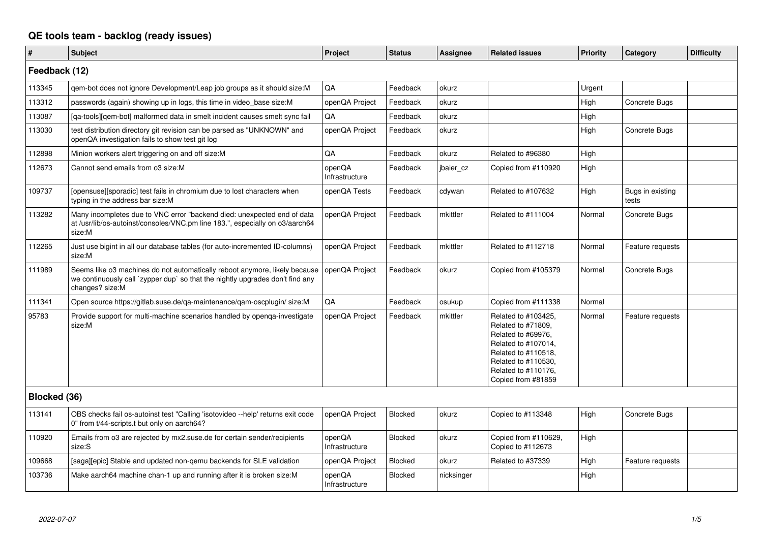# QE tools team - backlog (ready issues)

| # | Subject | Project | Status | Assignee | Related issues | Priority | Category | Difficulty |
|---|---|---|---|---|---|---|---|---|
| **Feedback (12)** | | | | | | | | |
| 113345 | qem-bot does not ignore Development/Leap job groups as it should size:M | QA | Feedback | okurz | | Urgent | | |
| 113312 | passwords (again) showing up in logs, this time in video_base size:M | openQA Project | Feedback | okurz | | High | Concrete Bugs | |
| 113087 | [qa-tools][qem-bot] malformed data in smelt incident causes smelt sync fail | QA | Feedback | okurz | | High | | |
| 113030 | test distribution directory git revision can be parsed as "UNKNOWN" and openQA investigation fails to show test git log | openQA Project | Feedback | okurz | | High | Concrete Bugs | |
| 112898 | Minion workers alert triggering on and off size:M | QA | Feedback | okurz | Related to #96380 | High | | |
| 112673 | Cannot send emails from o3 size:M | openQA Infrastructure | Feedback | jbaier_cz | Copied from #110920 | High | | |
| 109737 | [opensuse][sporadic] test fails in chromium due to lost characters when typing in the address bar size:M | openQA Tests | Feedback | cdywan | Related to #107632 | High | Bugs in existing tests | |
| 113282 | Many incompletes due to VNC error "backend died: unexpected end of data at /usr/lib/os-autoinst/consoles/VNC.pm line 183.", especially on o3/aarch64 size:M | openQA Project | Feedback | mkittler | Related to #111004 | Normal | Concrete Bugs | |
| 112265 | Just use bigint in all our database tables (for auto-incremented ID-columns) size:M | openQA Project | Feedback | mkittler | Related to #112718 | Normal | Feature requests | |
| 111989 | Seems like o3 machines do not automatically reboot anymore, likely because we continuously call `zypper dup` so that the nightly upgrades don't find any changes? size:M | openQA Project | Feedback | okurz | Copied from #105379 | Normal | Concrete Bugs | |
| 111341 | Open source https://gitlab.suse.de/qa-maintenance/qam-oscplugin/ size:M | QA | Feedback | osukup | Copied from #111338 | Normal | | |
| 95783 | Provide support for multi-machine scenarios handled by openqa-investigate size:M | openQA Project | Feedback | mkittler | Related to #103425, Related to #71809, Related to #69976, Related to #107014, Related to #110518, Related to #110530, Related to #110176, Copied from #81859 | Normal | Feature requests | |
| **Blocked (36)** | | | | | | | | |
| 113141 | OBS checks fail os-autoinst test "Calling 'isotovideo --help' returns exit code 0" from t/44-scripts.t but only on aarch64? | openQA Project | Blocked | okurz | Copied to #113348 | High | Concrete Bugs | |
| 110920 | Emails from o3 are rejected by mx2.suse.de for certain sender/recipients size:S | openQA Infrastructure | Blocked | okurz | Copied from #110629, Copied to #112673 | High | | |
| 109668 | [saga][epic] Stable and updated non-qemu backends for SLE validation | openQA Project | Blocked | okurz | Related to #37339 | High | Feature requests | |
| 103736 | Make aarch64 machine chan-1 up and running after it is broken size:M | openQA Infrastructure | Blocked | nicksinger | | High | | |

2022-07-07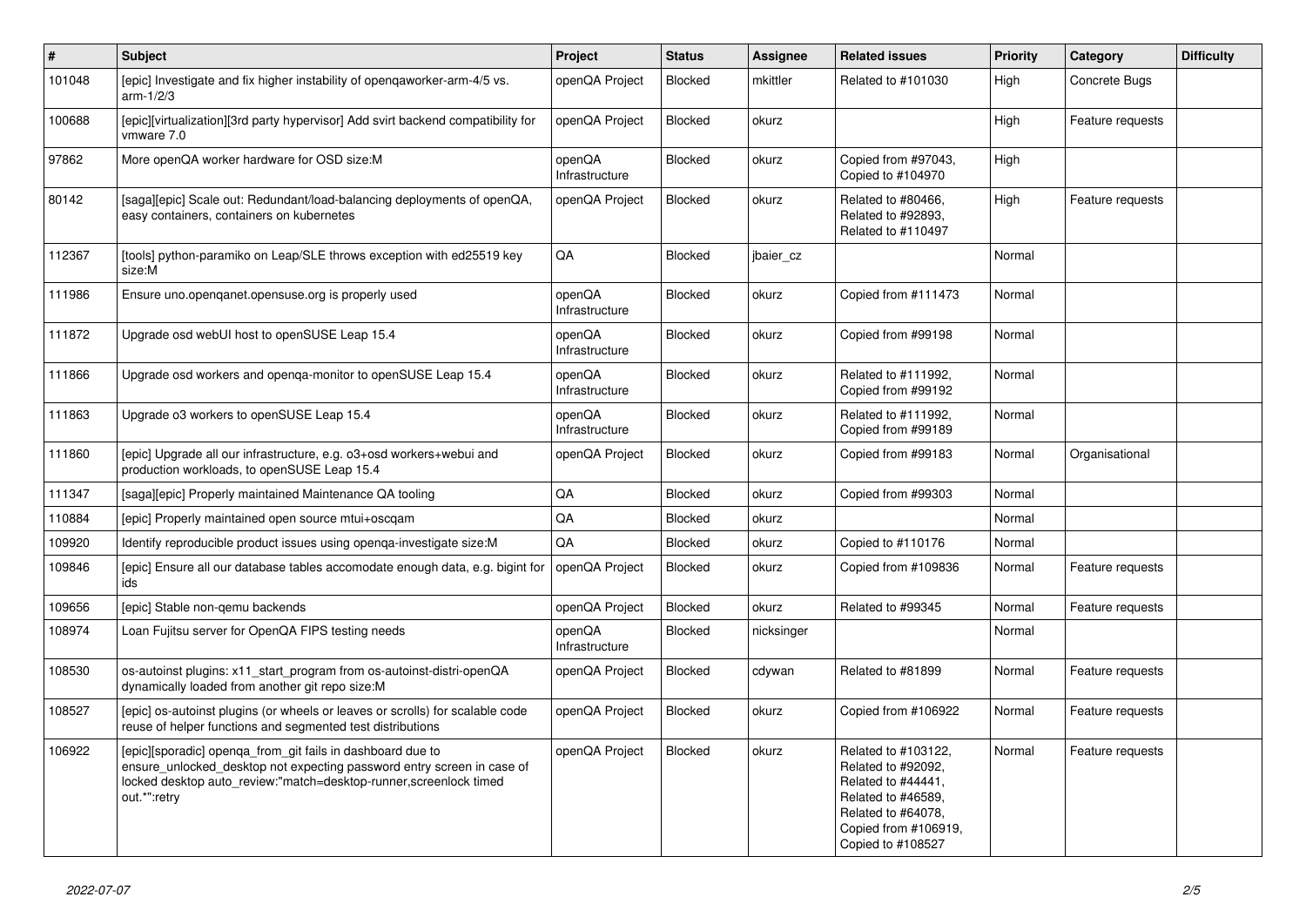| # | Subject | Project | Status | Assignee | Related issues | Priority | Category | Difficulty |
|---|---|---|---|---|---|---|---|---|
| 101048 | [epic] Investigate and fix higher instability of openqaworker-arm-4/5 vs. arm-1/2/3 | openQA Project | Blocked | mkittler | Related to #101030 | High | Concrete Bugs | |
| 100688 | [epic][virtualization][3rd party hypervisor] Add svirt backend compatibility for vmware 7.0 | openQA Project | Blocked | okurz | | High | Feature requests | |
| 97862 | More openQA worker hardware for OSD size:M | openQA Infrastructure | Blocked | okurz | Copied from #97043, Copied to #104970 | High | | |
| 80142 | [saga][epic] Scale out: Redundant/load-balancing deployments of openQA, easy containers, containers on kubernetes | openQA Project | Blocked | okurz | Related to #80466, Related to #92893, Related to #110497 | High | Feature requests | |
| 112367 | [tools] python-paramiko on Leap/SLE throws exception with ed25519 key size:M | QA | Blocked | jbaier_cz | | Normal | | |
| 111986 | Ensure uno.openqanet.opensuse.org is properly used | openQA Infrastructure | Blocked | okurz | Copied from #111473 | Normal | | |
| 111872 | Upgrade osd webUI host to openSUSE Leap 15.4 | openQA Infrastructure | Blocked | okurz | Copied from #99198 | Normal | | |
| 111866 | Upgrade osd workers and openqa-monitor to openSUSE Leap 15.4 | openQA Infrastructure | Blocked | okurz | Related to #111992, Copied from #99192 | Normal | | |
| 111863 | Upgrade o3 workers to openSUSE Leap 15.4 | openQA Infrastructure | Blocked | okurz | Related to #111992, Copied from #99189 | Normal | | |
| 111860 | [epic] Upgrade all our infrastructure, e.g. o3+osd workers+webui and production workloads, to openSUSE Leap 15.4 | openQA Project | Blocked | okurz | Copied from #99183 | Normal | Organisational | |
| 111347 | [saga][epic] Properly maintained Maintenance QA tooling | QA | Blocked | okurz | Copied from #99303 | Normal | | |
| 110884 | [epic] Properly maintained open source mtui+oscqam | QA | Blocked | okurz | | Normal | | |
| 109920 | Identify reproducible product issues using openqa-investigate size:M | QA | Blocked | okurz | Copied to #110176 | Normal | | |
| 109846 | [epic] Ensure all our database tables accomodate enough data, e.g. bigint for ids | openQA Project | Blocked | okurz | Copied from #109836 | Normal | Feature requests | |
| 109656 | [epic] Stable non-qemu backends | openQA Project | Blocked | okurz | Related to #99345 | Normal | Feature requests | |
| 108974 | Loan Fujitsu server for OpenQA FIPS testing needs | openQA Infrastructure | Blocked | nicksinger | | Normal | | |
| 108530 | os-autoinst plugins: x11_start_program from os-autoinst-distri-openQA dynamically loaded from another git repo size:M | openQA Project | Blocked | cdywan | Related to #81899 | Normal | Feature requests | |
| 108527 | [epic] os-autoinst plugins (or wheels or leaves or scrolls) for scalable code reuse of helper functions and segmented test distributions | openQA Project | Blocked | okurz | Copied from #106922 | Normal | Feature requests | |
| 106922 | [epic][sporadic] openqa_from_git fails in dashboard due to ensure_unlocked_desktop not expecting password entry screen in case of locked desktop auto_review:"match=desktop-runner,screenlock timed out.*":retry | openQA Project | Blocked | okurz | Related to #103122, Related to #92092, Related to #44441, Related to #46589, Related to #64078, Copied from #106919, Copied to #108527 | Normal | Feature requests | |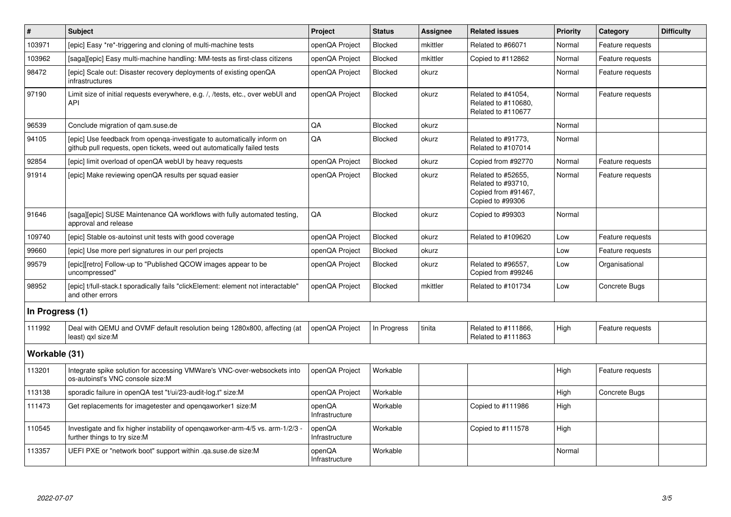| # | Subject | Project | Status | Assignee | Related issues | Priority | Category | Difficulty |
|---|---|---|---|---|---|---|---|---|
| 103971 | [epic] Easy *re*-triggering and cloning of multi-machine tests | openQA Project | Blocked | mkittler | Related to #66071 | Normal | Feature requests | |
| 103962 | [saga][epic] Easy multi-machine handling: MM-tests as first-class citizens | openQA Project | Blocked | mkittler | Copied to #112862 | Normal | Feature requests | |
| 98472 | [epic] Scale out: Disaster recovery deployments of existing openQA infrastructures | openQA Project | Blocked | okurz | | Normal | Feature requests | |
| 97190 | Limit size of initial requests everywhere, e.g. /, /tests, etc., over webUI and API | openQA Project | Blocked | okurz | Related to #41054, Related to #110680, Related to #110677 | Normal | Feature requests | |
| 96539 | Conclude migration of qam.suse.de | QA | Blocked | okurz | | Normal | | |
| 94105 | [epic] Use feedback from openqa-investigate to automatically inform on github pull requests, open tickets, weed out automatically failed tests | QA | Blocked | okurz | Related to #91773, Related to #107014 | Normal | | |
| 92854 | [epic] limit overload of openQA webUI by heavy requests | openQA Project | Blocked | okurz | Copied from #92770 | Normal | Feature requests | |
| 91914 | [epic] Make reviewing openQA results per squad easier | openQA Project | Blocked | okurz | Related to #52655, Related to #93710, Copied from #91467, Copied to #99306 | Normal | Feature requests | |
| 91646 | [saga][epic] SUSE Maintenance QA workflows with fully automated testing, approval and release | QA | Blocked | okurz | Copied to #99303 | Normal | | |
| 109740 | [epic] Stable os-autoinst unit tests with good coverage | openQA Project | Blocked | okurz | Related to #109620 | Low | Feature requests | |
| 99660 | [epic] Use more perl signatures in our perl projects | openQA Project | Blocked | okurz | | Low | Feature requests | |
| 99579 | [epic][retro] Follow-up to "Published QCOW images appear to be uncompressed" | openQA Project | Blocked | okurz | Related to #96557, Copied from #99246 | Low | Organisational | |
| 98952 | [epic] t/full-stack.t sporadically fails "clickElement: element not interactable" and other errors | openQA Project | Blocked | mkittler | Related to #101734 | Low | Concrete Bugs | |
| **In Progress (1)** | | | | | | | | |
| 111992 | Deal with QEMU and OVMF default resolution being 1280x800, affecting (at least) qxl size:M | openQA Project | In Progress | tinita | Related to #111866, Related to #111863 | High | Feature requests | |
| **Workable (31)** | | | | | | | | |
| 113201 | Integrate spike solution for accessing VMWare's VNC-over-websockets into os-autoinst's VNC console size:M | openQA Project | Workable | | | High | Feature requests | |
| 113138 | sporadic failure in openQA test "t/ui/23-audit-log.t" size:M | openQA Project | Workable | | | High | Concrete Bugs | |
| 111473 | Get replacements for imagetester and openqaworker1 size:M | openQA Infrastructure | Workable | | Copied to #111986 | High | | |
| 110545 | Investigate and fix higher instability of openqaworker-arm-4/5 vs. arm-1/2/3 - further things to try size:M | openQA Infrastructure | Workable | | Copied to #111578 | High | | |
| 113357 | UEFI PXE or "network boot" support within .qa.suse.de size:M | openQA Infrastructure | Workable | | | Normal | | |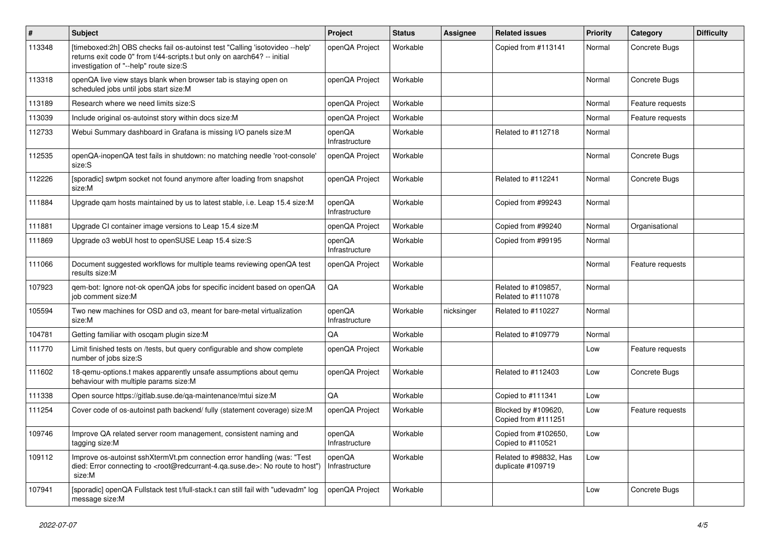| # | Subject | Project | Status | Assignee | Related issues | Priority | Category | Difficulty |
|---|---|---|---|---|---|---|---|---|
| 113348 | [timeboxed:2h] OBS checks fail os-autoinst test "Calling 'isotovideo --help' returns exit code 0" from t/44-scripts.t but only on aarch64? -- initial investigation of "--help" route size:S | openQA Project | Workable | | Copied from #113141 | Normal | Concrete Bugs | |
| 113318 | openQA live view stays blank when browser tab is staying open on scheduled jobs until jobs start size:M | openQA Project | Workable | | | Normal | Concrete Bugs | |
| 113189 | Research where we need limits size:S | openQA Project | Workable | | | Normal | Feature requests | |
| 113039 | Include original os-autoinst story within docs size:M | openQA Project | Workable | | | Normal | Feature requests | |
| 112733 | Webui Summary dashboard in Grafana is missing I/O panels size:M | openQA Infrastructure | Workable | | Related to #112718 | Normal | | |
| 112535 | openQA-inopenQA test fails in shutdown: no matching needle 'root-console' size:S | openQA Project | Workable | | | Normal | Concrete Bugs | |
| 112226 | [sporadic] swtpm socket not found anymore after loading from snapshot size:M | openQA Project | Workable | | Related to #112241 | Normal | Concrete Bugs | |
| 111884 | Upgrade qam hosts maintained by us to latest stable, i.e. Leap 15.4 size:M | openQA Infrastructure | Workable | | Copied from #99243 | Normal | | |
| 111881 | Upgrade CI container image versions to Leap 15.4 size:M | openQA Project | Workable | | Copied from #99240 | Normal | Organisational | |
| 111869 | Upgrade o3 webUI host to openSUSE Leap 15.4 size:S | openQA Infrastructure | Workable | | Copied from #99195 | Normal | | |
| 111066 | Document suggested workflows for multiple teams reviewing openQA test results size:M | openQA Project | Workable | | | Normal | Feature requests | |
| 107923 | qem-bot: Ignore not-ok openQA jobs for specific incident based on openQA job comment size:M | QA | Workable | | Related to #109857, Related to #111078 | Normal | | |
| 105594 | Two new machines for OSD and o3, meant for bare-metal virtualization size:M | openQA Infrastructure | Workable | nicksinger | Related to #110227 | Normal | | |
| 104781 | Getting familiar with oscqam plugin size:M | QA | Workable | | Related to #109779 | Normal | | |
| 111770 | Limit finished tests on /tests, but query configurable and show complete number of jobs size:S | openQA Project | Workable | | | Low | Feature requests | |
| 111602 | 18-qemu-options.t makes apparently unsafe assumptions about qemu behaviour with multiple params size:M | openQA Project | Workable | | Related to #112403 | Low | Concrete Bugs | |
| 111338 | Open source https://gitlab.suse.de/qa-maintenance/mtui size:M | QA | Workable | | Copied to #111341 | Low | | |
| 111254 | Cover code of os-autoinst path backend/ fully (statement coverage) size:M | openQA Project | Workable | | Blocked by #109620, Copied from #111251 | Low | Feature requests | |
| 109746 | Improve QA related server room management, consistent naming and tagging size:M | openQA Infrastructure | Workable | | Copied from #102650, Copied to #110521 | Low | | |
| 109112 | Improve os-autoinst sshXtermVt.pm connection error handling (was: "Test died: Error connecting to <root@redcurrant-4.qa.suse.de>: No route to host") size:M | openQA Infrastructure | Workable | | Related to #98832, Has duplicate #109719 | Low | | |
| 107941 | [sporadic] openQA Fullstack test t/full-stack.t can still fail with "udevadm" log message size:M | openQA Project | Workable | | | Low | Concrete Bugs | |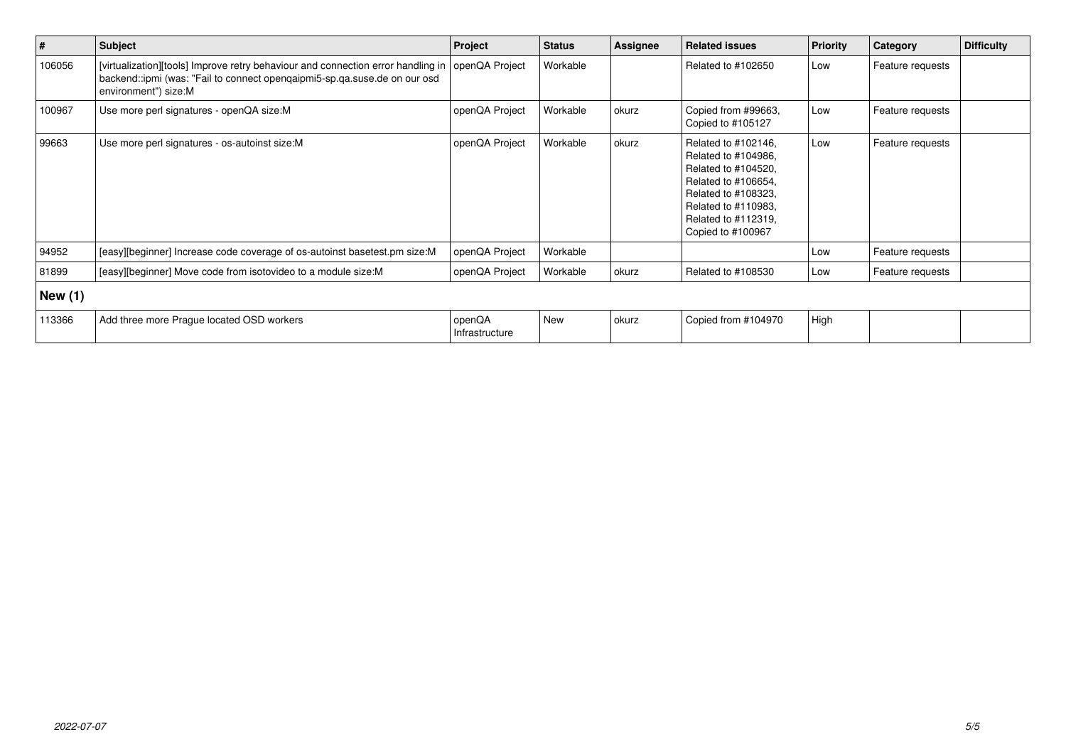| # | Subject | Project | Status | Assignee | Related issues | Priority | Category | Difficulty |
|---|---|---|---|---|---|---|---|---|
| 106056 | [virtualization][tools] Improve retry behaviour and connection error handling in backend::ipmi (was: "Fail to connect openqaipmi5-sp.qa.suse.de on our osd environment") size:M | openQA Project | Workable | | Related to #102650 | Low | Feature requests | |
| 100967 | Use more perl signatures - openQA size:M | openQA Project | Workable | okurz | Copied from #99663, Copied to #105127 | Low | Feature requests | |
| 99663 | Use more perl signatures - os-autoinst size:M | openQA Project | Workable | okurz | Related to #102146, Related to #104986, Related to #104520, Related to #106654, Related to #108323, Related to #110983, Related to #112319, Copied to #100967 | Low | Feature requests | |
| 94952 | [easy][beginner] Increase code coverage of os-autoinst basetest.pm size:M | openQA Project | Workable | | | Low | Feature requests | |
| 81899 | [easy][beginner] Move code from isotovideo to a module size:M | openQA Project | Workable | okurz | Related to #108530 | Low | Feature requests | |
| **New (1)** | | | | | | | | |
| 113366 | Add three more Prague located OSD workers | openQA Infrastructure | New | okurz | Copied from #104970 | High | | |